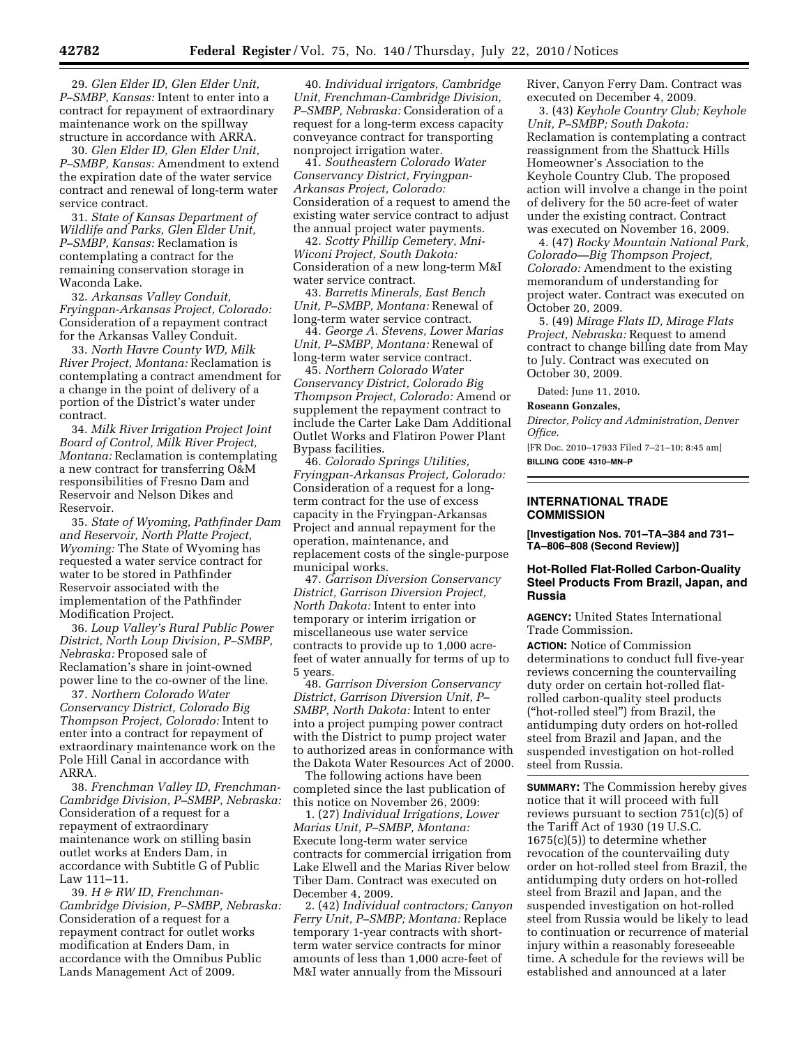29. *Glen Elder ID, Glen Elder Unit, P–SMBP, Kansas:* Intent to enter into a contract for repayment of extraordinary maintenance work on the spillway structure in accordance with ARRA.

30. *Glen Elder ID, Glen Elder Unit, P–SMBP, Kansas:* Amendment to extend the expiration date of the water service contract and renewal of long-term water service contract.

31. *State of Kansas Department of Wildlife and Parks, Glen Elder Unit, P–SMBP, Kansas:* Reclamation is contemplating a contract for the remaining conservation storage in Waconda Lake.

32. *Arkansas Valley Conduit, Fryingpan-Arkansas Project, Colorado:* Consideration of a repayment contract for the Arkansas Valley Conduit.

33. *North Havre County WD, Milk River Project, Montana:* Reclamation is contemplating a contract amendment for a change in the point of delivery of a portion of the District's water under contract.

34. *Milk River Irrigation Project Joint Board of Control, Milk River Project, Montana:* Reclamation is contemplating a new contract for transferring O&M responsibilities of Fresno Dam and Reservoir and Nelson Dikes and Reservoir.

35. *State of Wyoming, Pathfinder Dam and Reservoir, North Platte Project, Wyoming:* The State of Wyoming has requested a water service contract for water to be stored in Pathfinder Reservoir associated with the implementation of the Pathfinder Modification Project.

36. *Loup Valley's Rural Public Power District, North Loup Division, P–SMBP, Nebraska:* Proposed sale of Reclamation's share in joint-owned power line to the co-owner of the line.

37. *Northern Colorado Water Conservancy District, Colorado Big Thompson Project, Colorado:* Intent to enter into a contract for repayment of extraordinary maintenance work on the Pole Hill Canal in accordance with ARRA.

38. *Frenchman Valley ID, Frenchman-Cambridge Division, P–SMBP, Nebraska:* Consideration of a request for a repayment of extraordinary maintenance work on stilling basin outlet works at Enders Dam, in accordance with Subtitle G of Public Law 111–11.

39. *H & RW ID, Frenchman-Cambridge Division, P–SMBP, Nebraska:* Consideration of a request for a repayment contract for outlet works modification at Enders Dam, in accordance with the Omnibus Public Lands Management Act of 2009.

40. *Individual irrigators, Cambridge Unit, Frenchman-Cambridge Division, P–SMBP, Nebraska:* Consideration of a request for a long-term excess capacity conveyance contract for transporting nonproject irrigation water.

41. *Southeastern Colorado Water Conservancy District, Fryingpan-Arkansas Project, Colorado:* Consideration of a request to amend the existing water service contract to adjust the annual project water payments.

42. *Scotty Phillip Cemetery, Mni-Wiconi Project, South Dakota:* Consideration of a new long-term M&I water service contract.

43. *Barretts Minerals, East Bench Unit, P–SMBP, Montana:* Renewal of long-term water service contract.

44. *George A. Stevens, Lower Marias Unit, P–SMBP, Montana:* Renewal of long-term water service contract.

45. *Northern Colorado Water Conservancy District, Colorado Big Thompson Project, Colorado:* Amend or supplement the repayment contract to include the Carter Lake Dam Additional Outlet Works and Flatiron Power Plant Bypass facilities.

46. *Colorado Springs Utilities, Fryingpan-Arkansas Project, Colorado:* Consideration of a request for a long-term contract for the use of excess capacity in the Fryingpan-Arkansas Project and annual repayment for the operation, maintenance, and replacement costs of the single-purpose municipal works.

47. *Garrison Diversion Conservancy District, Garrison Diversion Project, North Dakota:* Intent to enter into temporary or interim irrigation or miscellaneous use water service contracts to provide up to 1,000 acre-feet of water annually for terms of up to 5 years.

48. *Garrison Diversion Conservancy District, Garrison Diversion Unit, P–SMBP, North Dakota:* Intent to enter into a project pumping power contract with the District to pump project water to authorized areas in conformance with the Dakota Water Resources Act of 2000.

The following actions have been completed since the last publication of this notice on November 26, 2009:

1. (27) *Individual Irrigations, Lower Marias Unit, P–SMBP, Montana:* Execute long-term water service contracts for commercial irrigation from Lake Elwell and the Marias River below Tiber Dam. Contract was executed on December 4, 2009.

2. (42) *Individual contractors; Canyon Ferry Unit, P–SMBP; Montana:* Replace temporary 1-year contracts with short-term water service contracts for minor amounts of less than 1,000 acre-feet of M&I water annually from the Missouri River, Canyon Ferry Dam. Contract was executed on December 4, 2009.

3. (43) *Keyhole Country Club; Keyhole Unit, P–SMBP; South Dakota:* Reclamation is contemplating a contract reassignment from the Shattuck Hills Homeowner's Association to the Keyhole Country Club. The proposed action will involve a change in the point of delivery for the 50 acre-feet of water under the existing contract. Contract was executed on November 16, 2009.

4. (47) *Rocky Mountain National Park, Colorado—Big Thompson Project, Colorado:* Amendment to the existing memorandum of understanding for project water. Contract was executed on October 20, 2009.

5. (49) *Mirage Flats ID, Mirage Flats Project, Nebraska:* Request to amend contract to change billing date from May to July. Contract was executed on October 30, 2009.

Dated: June 11, 2010.

**Roseann Gonzales,**

*Director, Policy and Administration, Denver Office.*

[FR Doc. 2010–17933 Filed 7–21–10; 8:45 am]

**BILLING CODE 4310–MN–P**

---

## INTERNATIONAL TRADE COMMISSION

**[Investigation Nos. 701–TA–384 and 731–TA–806–808 (Second Review)]**

### Hot-Rolled Flat-Rolled Carbon-Quality Steel Products From Brazil, Japan, and Russia

**AGENCY:** United States International Trade Commission.

**ACTION:** Notice of Commission determinations to conduct full five-year reviews concerning the countervailing duty order on certain hot-rolled flat-rolled carbon-quality steel products ("hot-rolled steel") from Brazil, the antidumping duty orders on hot-rolled steel from Brazil and Japan, and the suspended investigation on hot-rolled steel from Russia.

**SUMMARY:** The Commission hereby gives notice that it will proceed with full reviews pursuant to section 751(c)(5) of the Tariff Act of 1930 (19 U.S.C. 1675(c)(5)) to determine whether revocation of the countervailing duty order on hot-rolled steel from Brazil, the antidumping duty orders on hot-rolled steel from Brazil and Japan, and the suspended investigation on hot-rolled steel from Russia would be likely to lead to continuation or recurrence of material injury within a reasonably foreseeable time. A schedule for the reviews will be established and announced at a later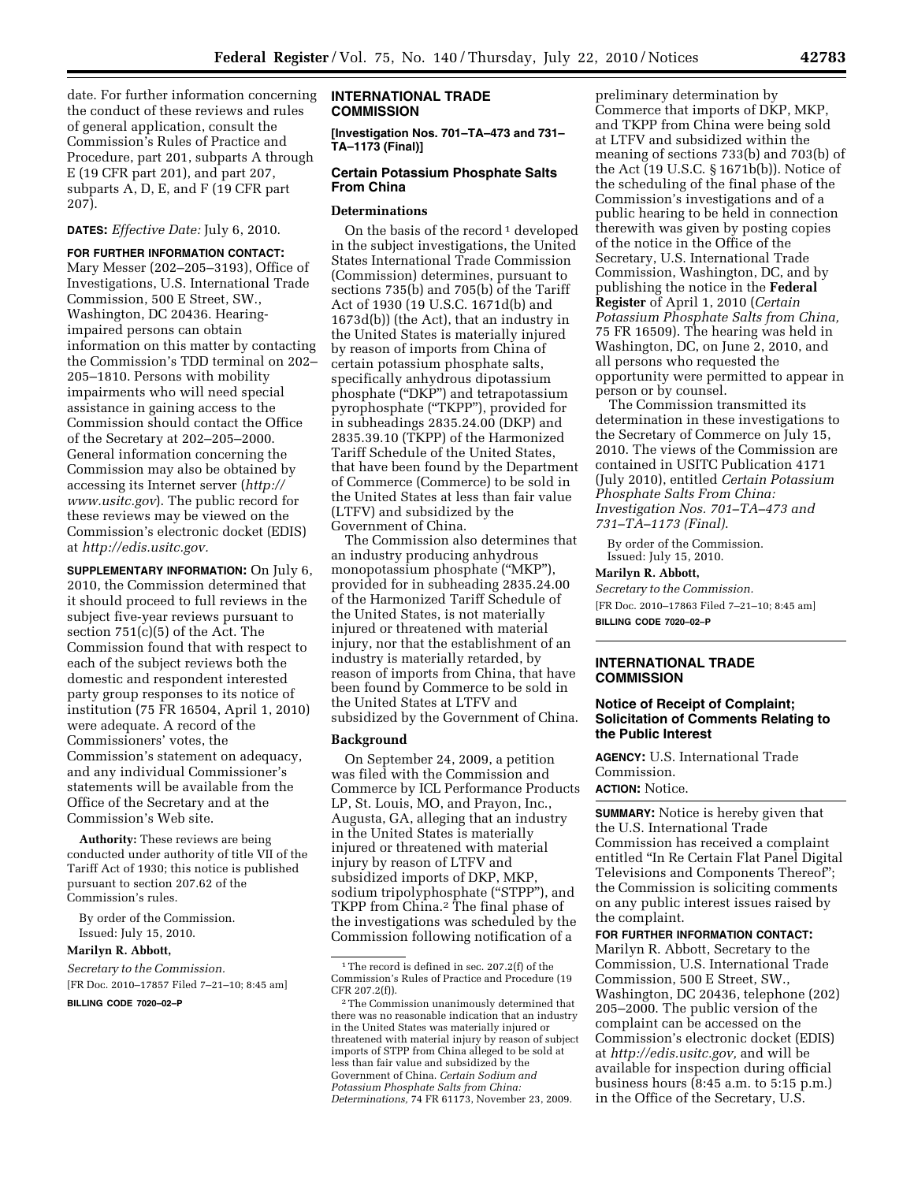date. For further information concerning the conduct of these reviews and rules of general application, consult the Commission's Rules of Practice and Procedure, part 201, subparts A through E (19 CFR part 201), and part 207, subparts A, D, E, and F (19 CFR part 207).

**DATES:** *Effective Date:* July 6, 2010.

**FOR FURTHER INFORMATION CONTACT:** Mary Messer (202–205–3193), Office of Investigations, U.S. International Trade Commission, 500 E Street, SW., Washington, DC 20436. Hearing-impaired persons can obtain information on this matter by contacting the Commission's TDD terminal on 202–205–1810. Persons with mobility impairments who will need special assistance in gaining access to the Commission should contact the Office of the Secretary at 202–205–2000. General information concerning the Commission may also be obtained by accessing its Internet server (*http://www.usitc.gov*). The public record for these reviews may be viewed on the Commission's electronic docket (EDIS) at *http://edis.usitc.gov.*

**SUPPLEMENTARY INFORMATION:** On July 6, 2010, the Commission determined that it should proceed to full reviews in the subject five-year reviews pursuant to section 751(c)(5) of the Act. The Commission found that with respect to each of the subject reviews both the domestic and respondent interested party group responses to its notice of institution (75 FR 16504, April 1, 2010) were adequate. A record of the Commissioners' votes, the Commission's statement on adequacy, and any individual Commissioner's statements will be available from the Office of the Secretary and at the Commission's Web site.

**Authority:** These reviews are being conducted under authority of title VII of the Tariff Act of 1930; this notice is published pursuant to section 207.62 of the Commission's rules.

By order of the Commission.
Issued: July 15, 2010.

**Marilyn R. Abbott,**

*Secretary to the Commission.*

[FR Doc. 2010–17857 Filed 7–21–10; 8:45 am]

**BILLING CODE 7020–02–P**

---

## INTERNATIONAL TRADE COMMISSION

**[Investigation Nos. 701–TA–473 and 731–TA–1173 (Final)]**

### Certain Potassium Phosphate Salts From China

#### Determinations

On the basis of the record [1] developed in the subject investigations, the United States International Trade Commission (Commission) determines, pursuant to sections 735(b) and 705(b) of the Tariff Act of 1930 (19 U.S.C. 1671d(b) and 1673d(b)) (the Act), that an industry in the United States is materially injured by reason of imports from China of certain potassium phosphate salts, specifically anhydrous dipotassium phosphate ("DKP") and tetrapotassium pyrophosphate ("TKPP"), provided for in subheadings 2835.24.00 (DKP) and 2835.39.10 (TKPP) of the Harmonized Tariff Schedule of the United States, that have been found by the Department of Commerce (Commerce) to be sold in the United States at less than fair value (LTFV) and subsidized by the Government of China.

The Commission also determines that an industry producing anhydrous monopotassium phosphate ("MKP"), provided for in subheading 2835.24.00 of the Harmonized Tariff Schedule of the United States, is not materially injured or threatened with material injury, nor that the establishment of an industry is materially retarded, by reason of imports from China, that have been found by Commerce to be sold in the United States at LTFV and subsidized by the Government of China.

#### Background

On September 24, 2009, a petition was filed with the Commission and Commerce by ICL Performance Products LP, St. Louis, MO, and Prayon, Inc., Augusta, GA, alleging that an industry in the United States is materially injured or threatened with material injury by reason of LTFV and subsidized imports of DKP, MKP, sodium tripolyphosphate ("STPP"), and TKPP from China.[2] The final phase of the investigations was scheduled by the Commission following notification of a preliminary determination by Commerce that imports of DKP, MKP, and TKPP from China were being sold at LTFV and subsidized within the meaning of sections 733(b) and 703(b) of the Act (19 U.S.C. § 1671b(b)). Notice of the scheduling of the final phase of the Commission's investigations and of a public hearing to be held in connection therewith was given by posting copies of the notice in the Office of the Secretary, U.S. International Trade Commission, Washington, DC, and by publishing the notice in the **Federal Register** of April 1, 2010 (*Certain Potassium Phosphate Salts from China,* 75 FR 16509). The hearing was held in Washington, DC, on June 2, 2010, and all persons who requested the opportunity were permitted to appear in person or by counsel.

The Commission transmitted its determination in these investigations to the Secretary of Commerce on July 15, 2010. The views of the Commission are contained in USITC Publication 4171 (July 2010), entitled *Certain Potassium Phosphate Salts From China: Investigation Nos. 701–TA–473 and 731–TA–1173 (Final)*.

By order of the Commission.
Issued: July 15, 2010.

**Marilyn R. Abbott,**

*Secretary to the Commission.*

[FR Doc. 2010–17863 Filed 7–21–10; 8:45 am]

**BILLING CODE 7020–02–P**

[1] The record is defined in sec. 207.2(f) of the Commission's Rules of Practice and Procedure (19 CFR 207.2(f)).

[2] The Commission unanimously determined that there was no reasonable indication that an industry in the United States was materially injured or threatened with material injury by reason of subject imports of STPP from China alleged to be sold at less than fair value and subsidized by the Government of China. *Certain Sodium and Potassium Phosphate Salts from China: Determinations,* 74 FR 61173, November 23, 2009.

---

## INTERNATIONAL TRADE COMMISSION

### Notice of Receipt of Complaint; Solicitation of Comments Relating to the Public Interest

**AGENCY:** U.S. International Trade Commission.

**ACTION:** Notice.

**SUMMARY:** Notice is hereby given that the U.S. International Trade Commission has received a complaint entitled "In Re Certain Flat Panel Digital Televisions and Components Thereof"; the Commission is soliciting comments on any public interest issues raised by the complaint.

**FOR FURTHER INFORMATION CONTACT:** Marilyn R. Abbott, Secretary to the Commission, U.S. International Trade Commission, 500 E Street, SW., Washington, DC 20436, telephone (202) 205–2000. The public version of the complaint can be accessed on the Commission's electronic docket (EDIS) at *http://edis.usitc.gov,* and will be available for inspection during official business hours (8:45 a.m. to 5:15 p.m.) in the Office of the Secretary, U.S.